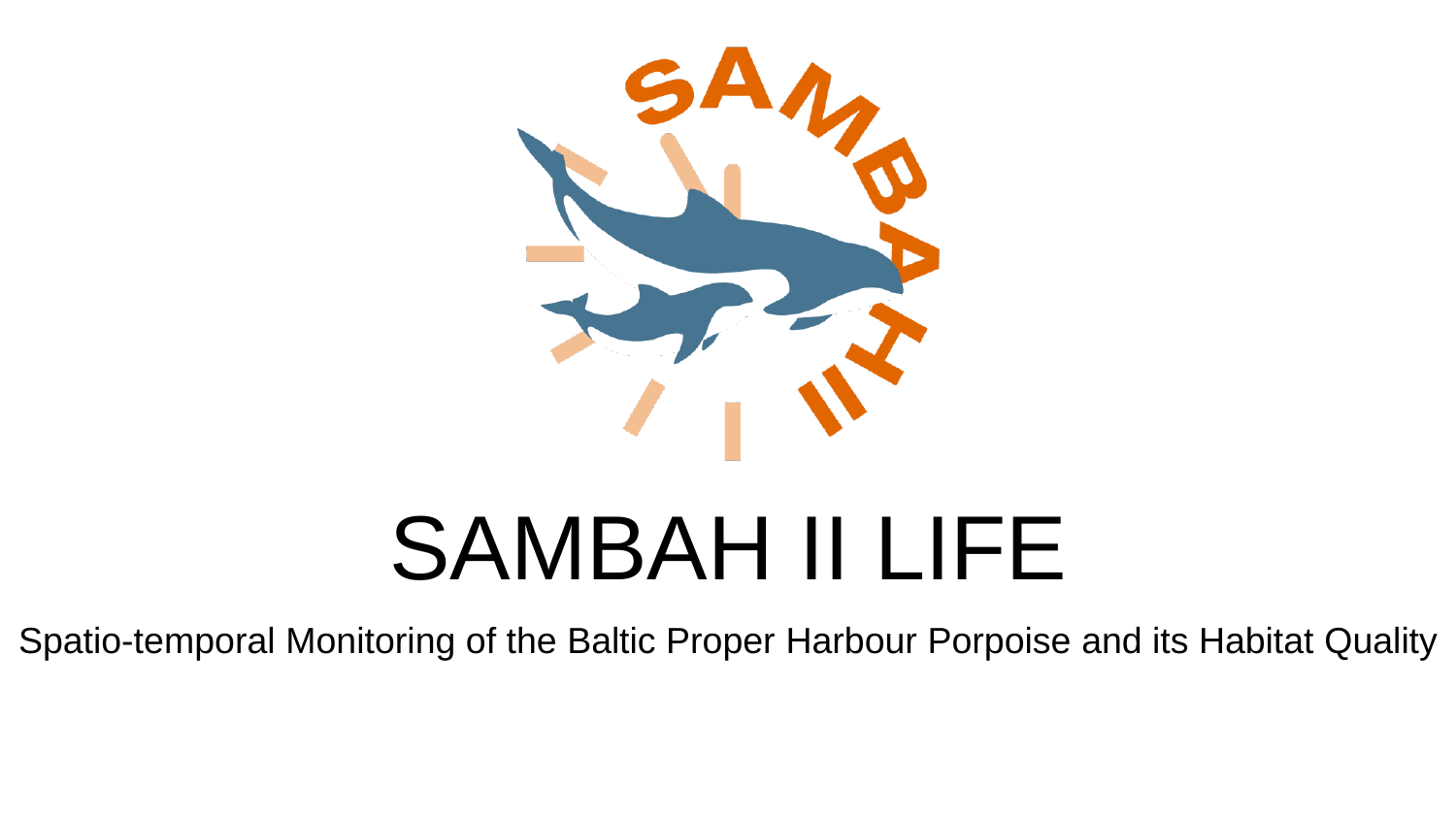# SAMBAH II LIFE

Spatio-temporal Monitoring of the Baltic Proper Harbour Porpoise and its Habitat Quality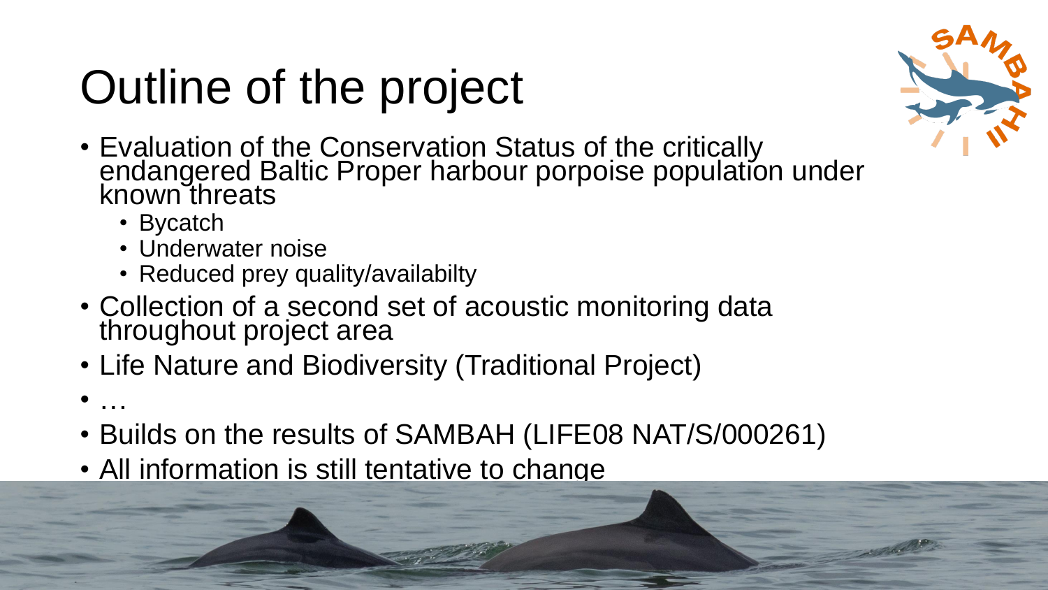# Outline of the project

- Evaluation of the Conservation Status of the critically endangered Baltic Proper harbour porpoise population under known threats
  - Bycatch
  - Underwater noise
  - Reduced prey quality/availabilty
- Collection of a second set of acoustic monitoring data throughout project area
- Life Nature and Biodiversity (Traditional Project)
- …
- Builds on the results of SAMBAH (LIFE08 NAT/S/000261)
- All information is still tentative to change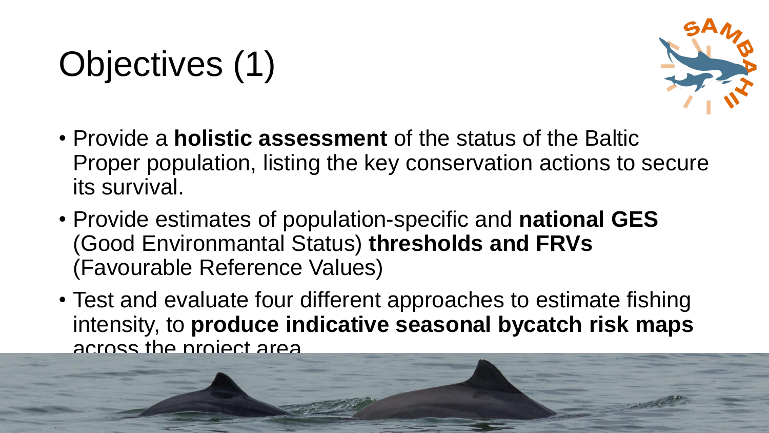# Objectives (1)

- Provide a **holistic assessment** of the status of the Baltic Proper population, listing the key conservation actions to secure its survival.
- Provide estimates of population-specific and **national GES** (Good Environmantal Status) **thresholds and FRVs** (Favourable Reference Values)
- Test and evaluate four different approaches to estimate fishing intensity, to **produce indicative seasonal bycatch risk maps** across the project area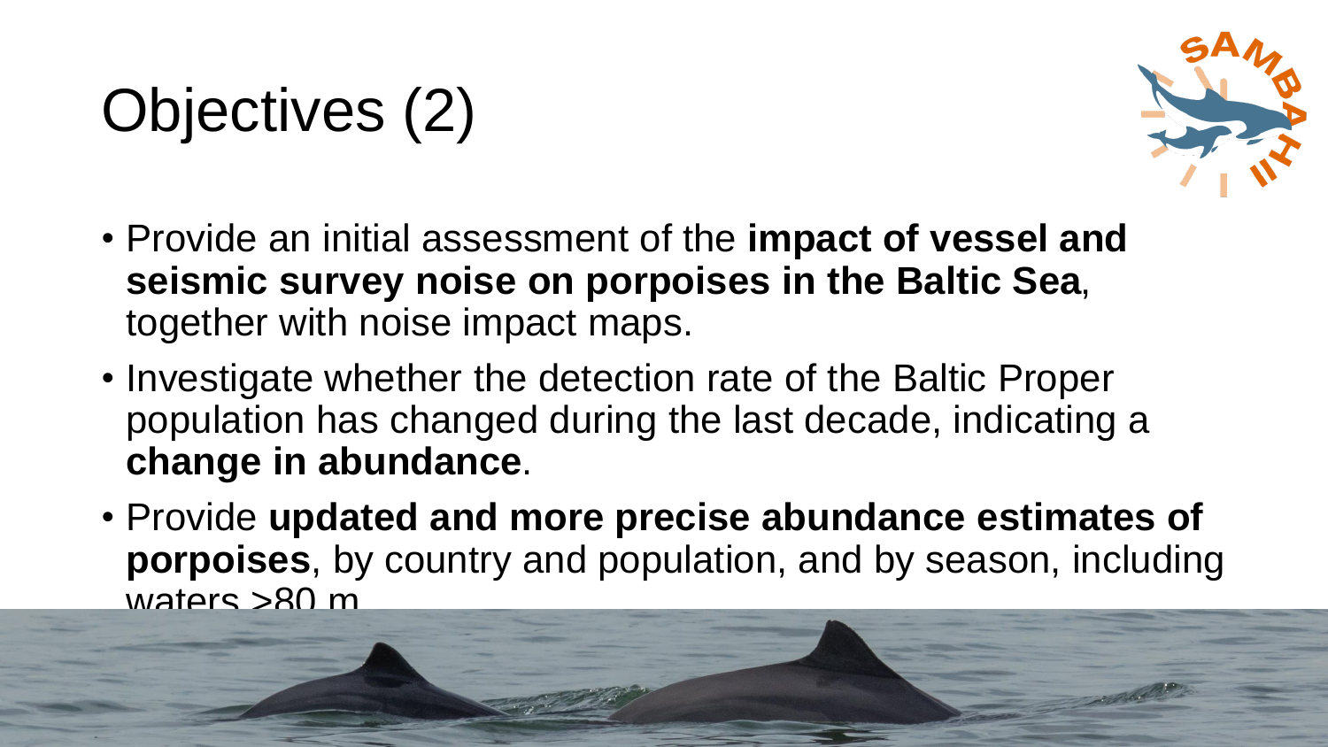# Objectives (2)

- Provide an initial assessment of the **impact of vessel and seismic survey noise on porpoises in the Baltic Sea**, together with noise impact maps.
- Investigate whether the detection rate of the Baltic Proper population has changed during the last decade, indicating a **change in abundance**.
- Provide **updated and more precise abundance estimates of porpoises**, by country and population, and by season, including waters >80 m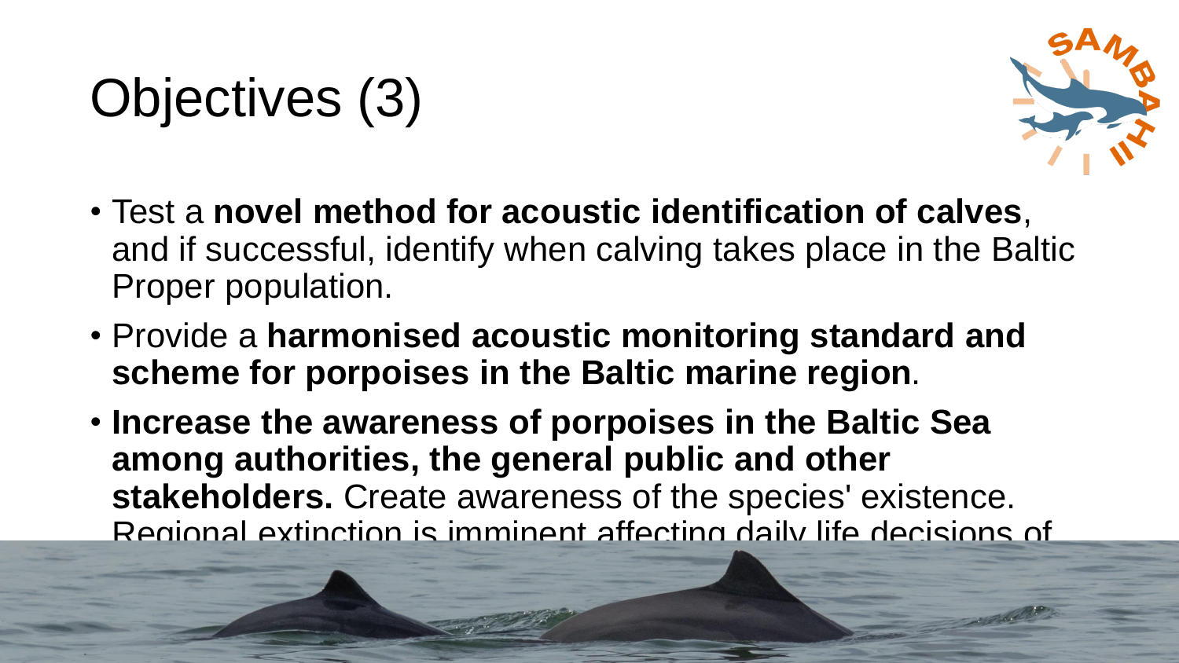# Objectives (3)

- Test a **novel method for acoustic identification of calves**, and if successful, identify when calving takes place in the Baltic Proper population.
- Provide a **harmonised acoustic monitoring standard and scheme for porpoises in the Baltic marine region**.
- **Increase the awareness of porpoises in the Baltic Sea among authorities, the general public and other stakeholders.** Create awareness of the species' existence. Regional extinction is imminent affecting daily life decisions of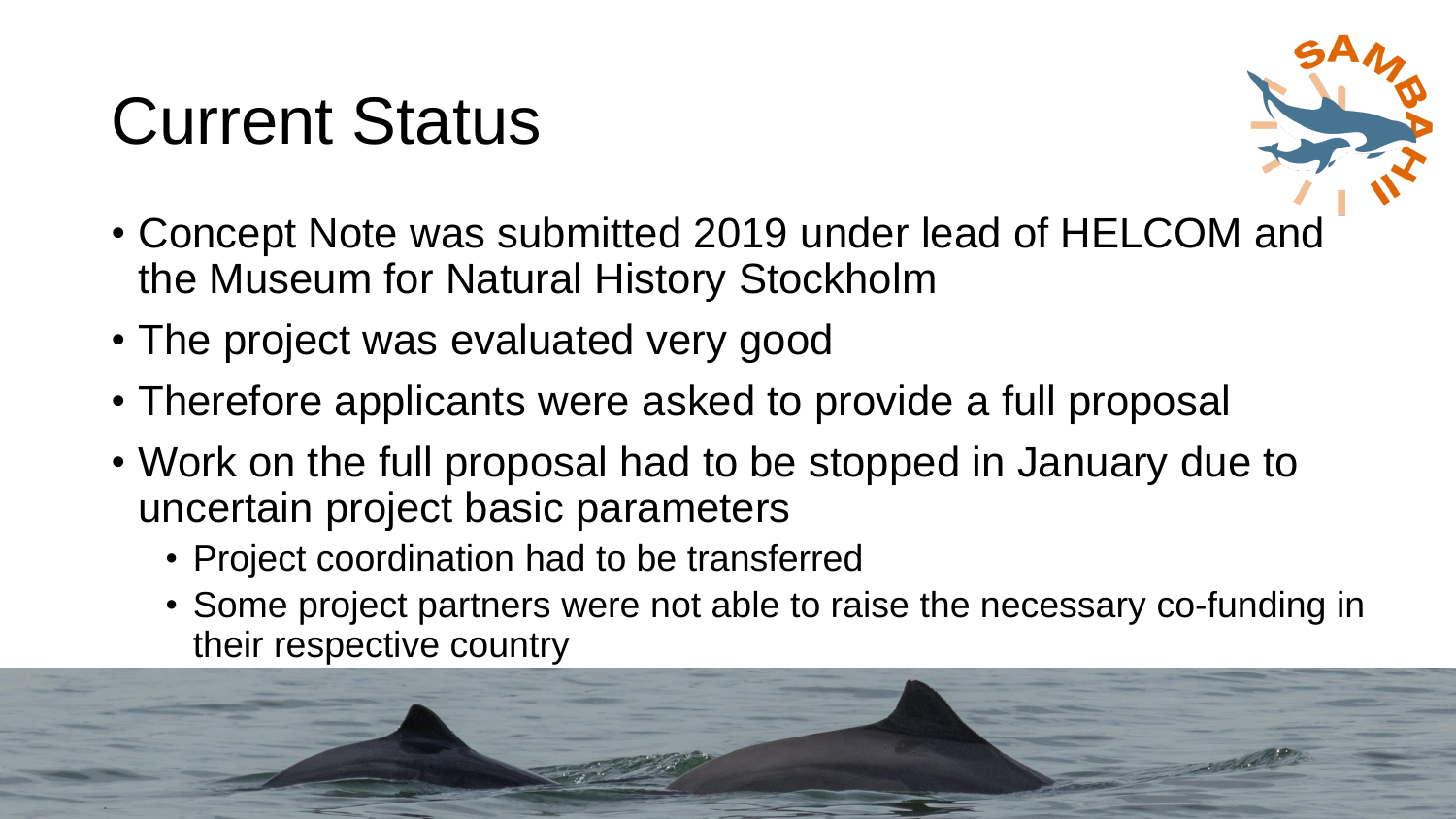# Current Status

- Concept Note was submitted 2019 under lead of HELCOM and the Museum for Natural History Stockholm
- The project was evaluated very good
- Therefore applicants were asked to provide a full proposal
- Work on the full proposal had to be stopped in January due to uncertain project basic parameters
  - Project coordination had to be transferred
  - Some project partners were not able to raise the necessary co-funding in their respective country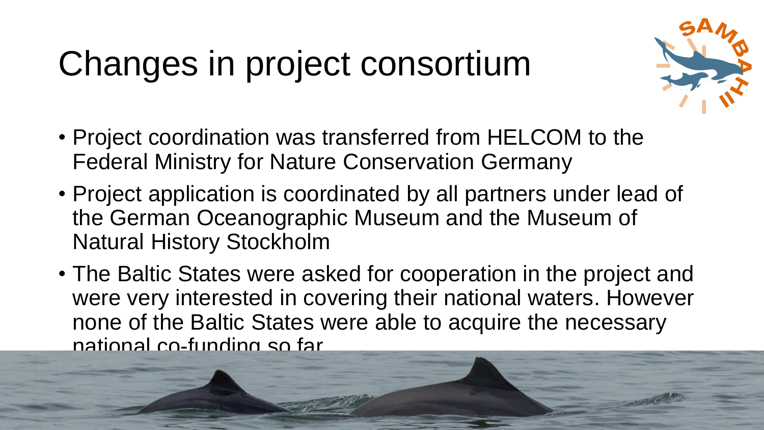# Changes in project consortium

- Project coordination was transferred from HELCOM to the Federal Ministry for Nature Conservation Germany
- Project application is coordinated by all partners under lead of the German Oceanographic Museum and the Museum of Natural History Stockholm
- The Baltic States were asked for cooperation in the project and were very interested in covering their national waters. However none of the Baltic States were able to acquire the necessary national co-funding so far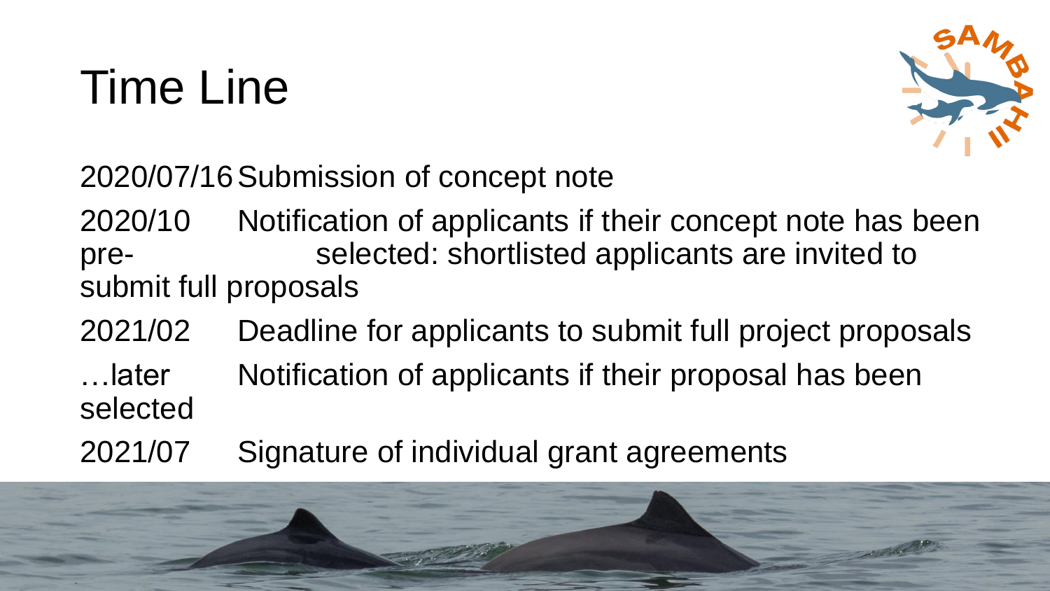# Time Line

| | |
|---|---|
| 2020/07/16 | Submission of concept note |
| 2020/10 | Notification of applicants if their concept note has been pre-selected: shortlisted applicants are invited to submit full proposals |
| 2021/02 | Deadline for applicants to submit full project proposals |
| …later | Notification of applicants if their proposal has been selected |
| 2021/07 | Signature of individual grant agreements |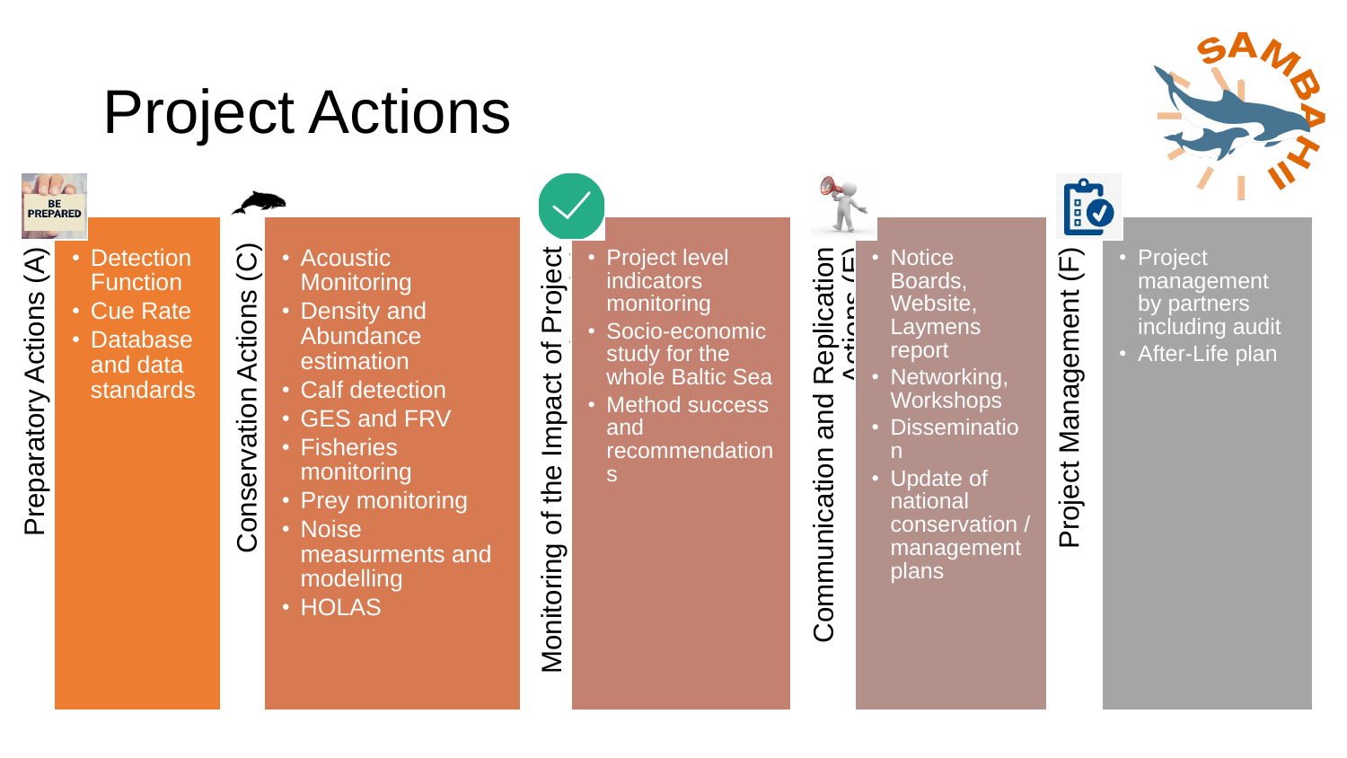# Project Actions

## Preparatory Actions (A)

- Detection Function
- Cue Rate
- Database and data standards

## Conservation Actions (C)

- Acoustic Monitoring
- Density and Abundance estimation
- Calf detection
- GES and FRV
- Fisheries monitoring
- Prey monitoring
- Noise measurments and modelling
- HOLAS

## Monitoring of the Impact of Project

- Project level indicators monitoring
- Socio-economic study for the whole Baltic Sea
- Method success and recommendations

## Communication and Replication Actions (E)

- Notice Boards, Website, Laymens report
- Networking, Workshops
- Dissemination
- Update of national conservation / management plans

## Project Management (F)

- Project management by partners including audit
- After-Life plan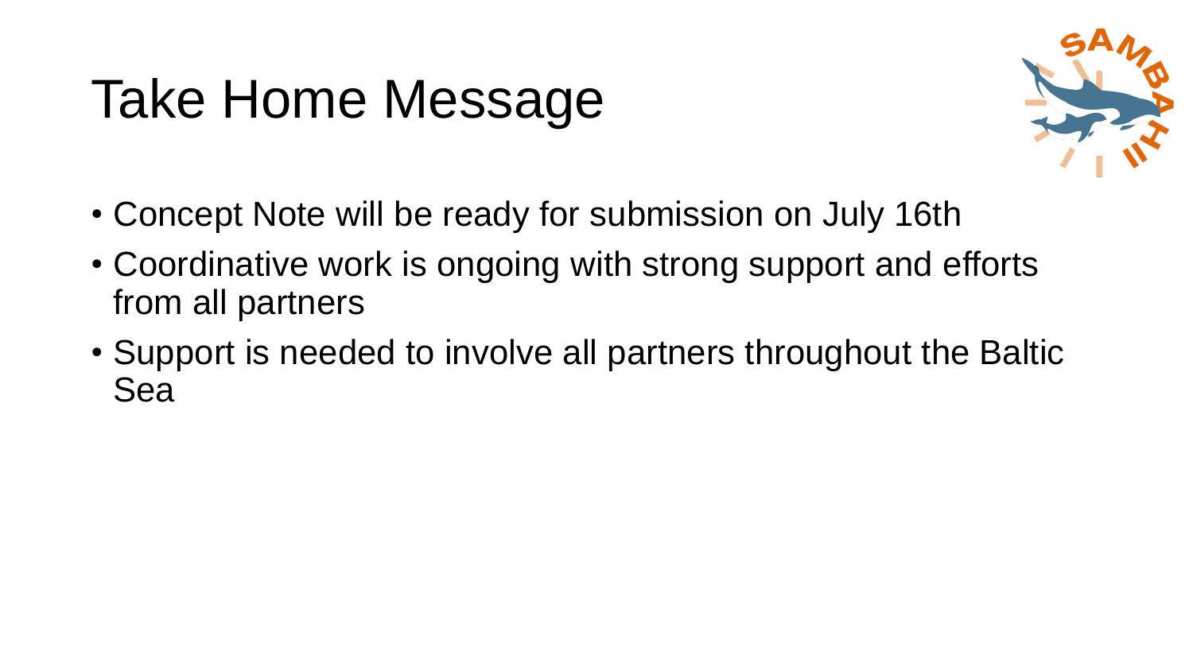# Take Home Message

- Concept Note will be ready for submission on July 16th
- Coordinative work is ongoing with strong support and efforts from all partners
- Support is needed to involve all partners throughout the Baltic Sea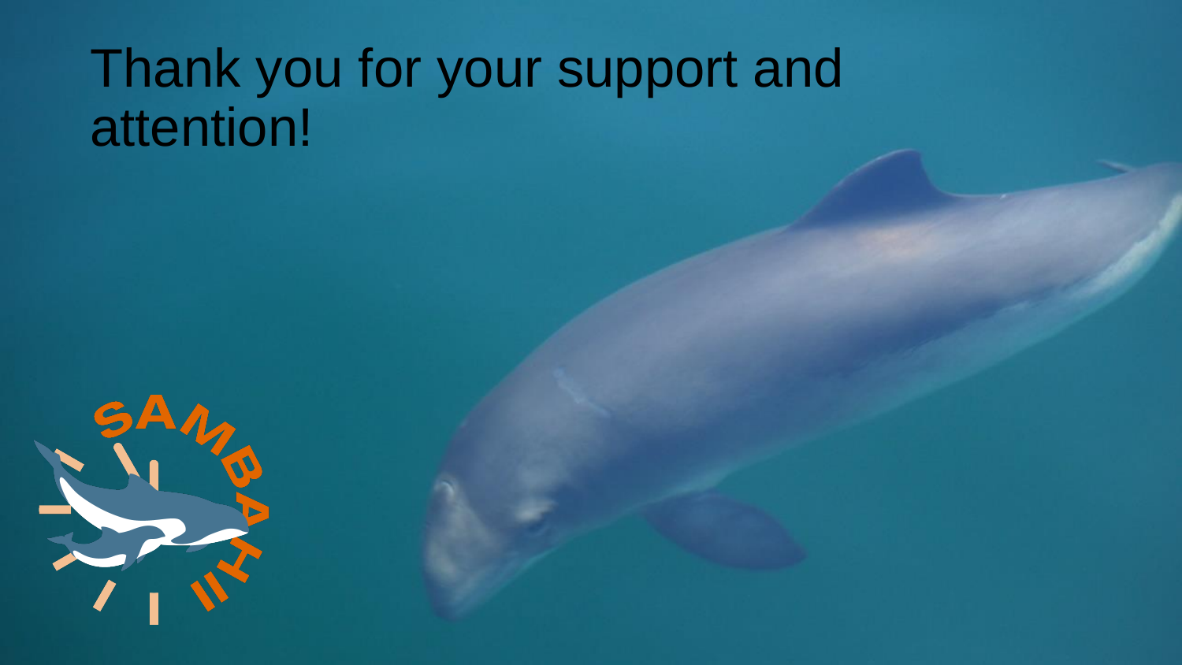# Thank you for your support and attention!